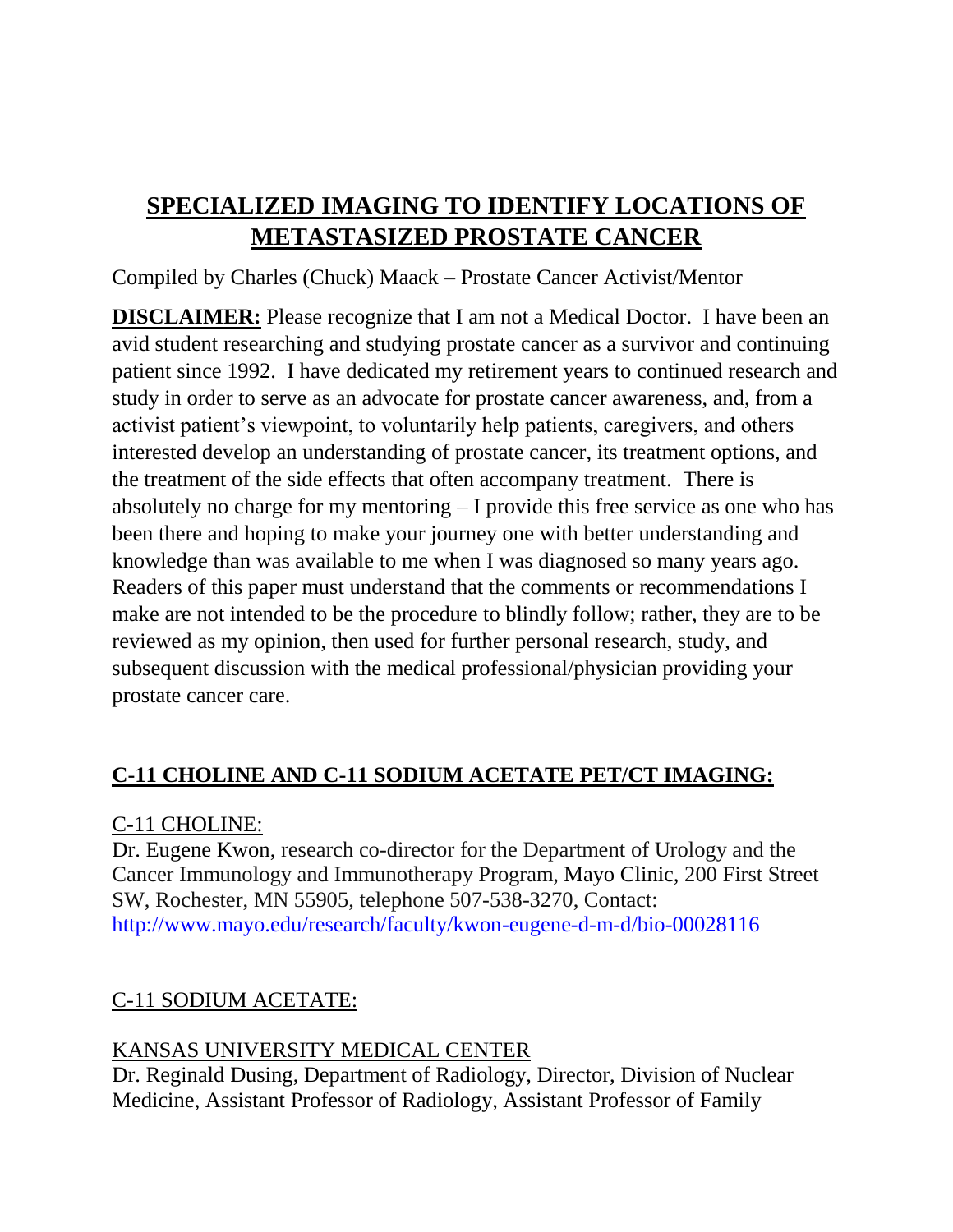# SPECIALIZED IMAGING TO IDENTIFY LOCATIONS OF METASTASIZED PROSTATE CANCER

Compiled by Charles (Chuck) Maack – Prostate Cancer Activist/Mentor

**DISCLAIMER:** Please recognize that I am not a Medical Doctor. I have been an avid student researching and studying prostate cancer as a survivor and continuing patient since 1992. I have dedicated my retirement years to continued research and study in order to serve as an advocate for prostate cancer awareness, and, from a activist patient's viewpoint, to voluntarily help patients, caregivers, and others interested develop an understanding of prostate cancer, its treatment options, and the treatment of the side effects that often accompany treatment. There is absolutely no charge for my mentoring – I provide this free service as one who has been there and hoping to make your journey one with better understanding and knowledge than was available to me when I was diagnosed so many years ago. Readers of this paper must understand that the comments or recommendations I make are not intended to be the procedure to blindly follow; rather, they are to be reviewed as my opinion, then used for further personal research, study, and subsequent discussion with the medical professional/physician providing your prostate cancer care.

## C-11 CHOLINE AND C-11 SODIUM ACETATE PET/CT IMAGING:

C-11 CHOLINE:
Dr. Eugene Kwon, research co-director for the Department of Urology and the Cancer Immunology and Immunotherapy Program, Mayo Clinic, 200 First Street SW, Rochester, MN 55905, telephone 507-538-3270, Contact: http://www.mayo.edu/research/faculty/kwon-eugene-d-m-d/bio-00028116

C-11 SODIUM ACETATE:

KANSAS UNIVERSITY MEDICAL CENTER
Dr. Reginald Dusing, Department of Radiology, Director, Division of Nuclear Medicine, Assistant Professor of Radiology, Assistant Professor of Family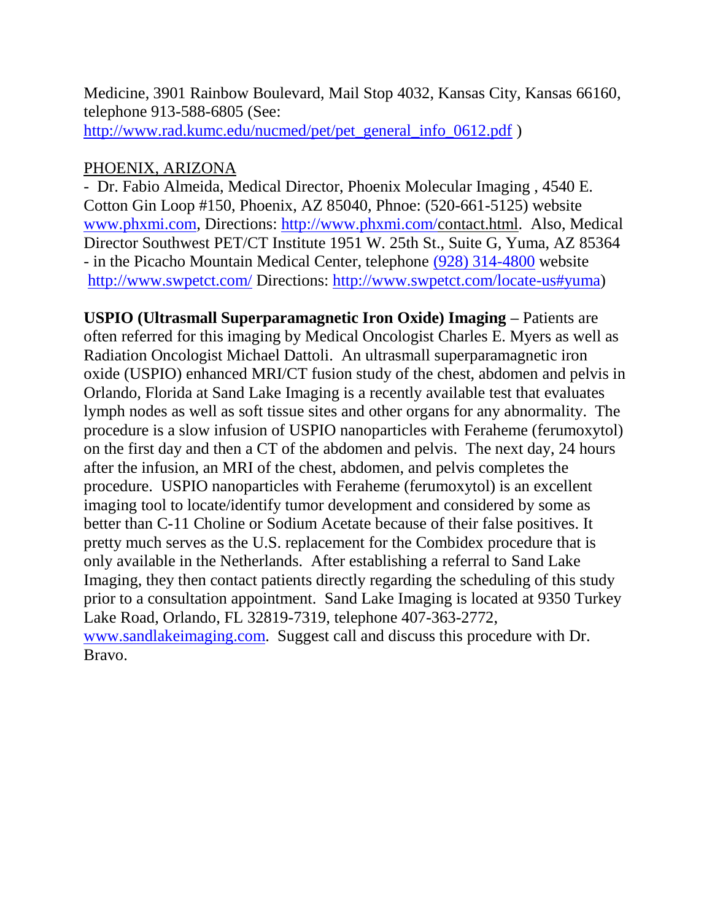Medicine, 3901 Rainbow Boulevard, Mail Stop 4032, Kansas City, Kansas 66160, telephone 913-588-6805 (See: http://www.rad.kumc.edu/nucmed/pet/pet_general_info_0612.pdf )

PHOENIX, ARIZONA

- Dr. Fabio Almeida, Medical Director, Phoenix Molecular Imaging , 4540 E. Cotton Gin Loop #150, Phoenix, AZ 85040, Phnoe: (520-661-5125) website www.phxmi.com, Directions: http://www.phxmi.com/contact.html. Also, Medical Director Southwest PET/CT Institute 1951 W. 25th St., Suite G, Yuma, AZ 85364 - in the Picacho Mountain Medical Center, telephone (928) 314-4800 website http://www.swpetct.com/ Directions: http://www.swpetct.com/locate-us#yuma)

**USPIO (Ultrasmall Superparamagnetic Iron Oxide) Imaging –** Patients are often referred for this imaging by Medical Oncologist Charles E. Myers as well as Radiation Oncologist Michael Dattoli. An ultrasmall superparamagnetic iron oxide (USPIO) enhanced MRI/CT fusion study of the chest, abdomen and pelvis in Orlando, Florida at Sand Lake Imaging is a recently available test that evaluates lymph nodes as well as soft tissue sites and other organs for any abnormality. The procedure is a slow infusion of USPIO nanoparticles with Feraheme (ferumoxytol) on the first day and then a CT of the abdomen and pelvis. The next day, 24 hours after the infusion, an MRI of the chest, abdomen, and pelvis completes the procedure. USPIO nanoparticles with Feraheme (ferumoxytol) is an excellent imaging tool to locate/identify tumor development and considered by some as better than C-11 Choline or Sodium Acetate because of their false positives. It pretty much serves as the U.S. replacement for the Combidex procedure that is only available in the Netherlands. After establishing a referral to Sand Lake Imaging, they then contact patients directly regarding the scheduling of this study prior to a consultation appointment. Sand Lake Imaging is located at 9350 Turkey Lake Road, Orlando, FL 32819-7319, telephone 407-363-2772, www.sandlakeimaging.com. Suggest call and discuss this procedure with Dr. Bravo.